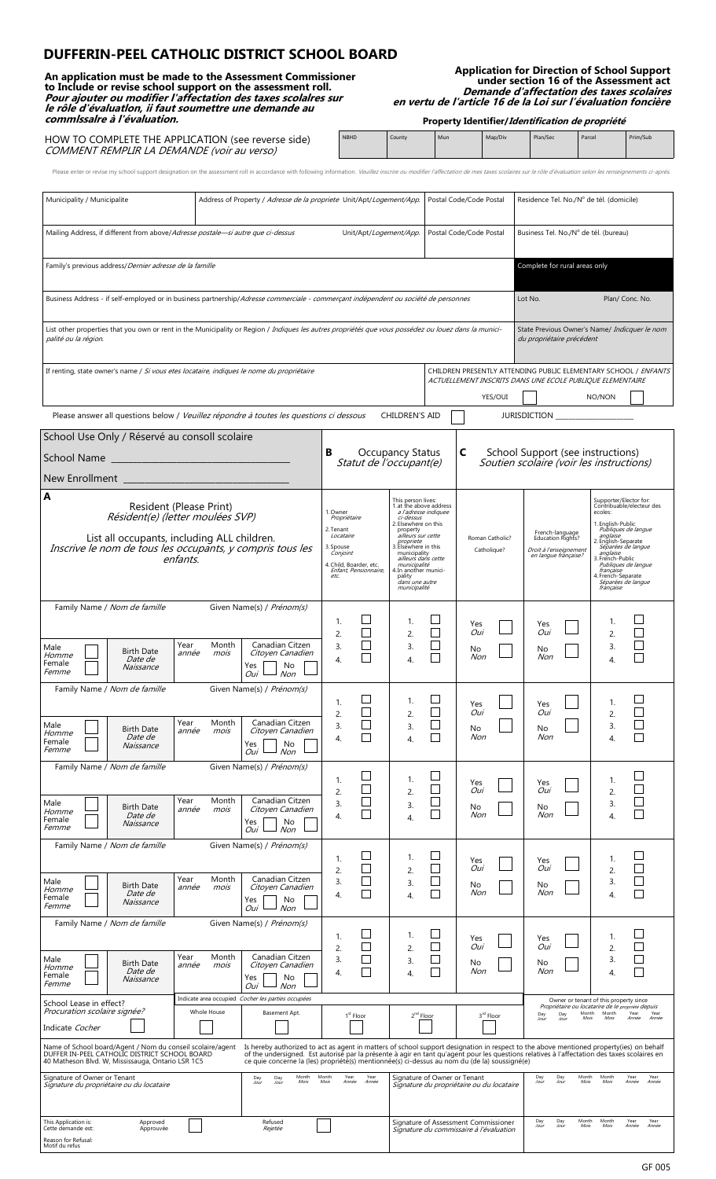# DUFFERIN-PEEL CATHOLIC DISTRICT SCHOOL BOARD

**An application must be made to the Assessment Commissioner to include or revise school support on the assessment roll.**
***Pour ajouter ou modifier l'affectation des taxes scolaires sur le rôle d'évaluation, il faut soumettre une demande au commissaire à l'évaluation.***

**Application for Direction of School Support under section 16 of the Assessment act**
***Demande d'affectation des taxes scolaires en vertu de l'article 16 de la Loi sur l'évaluation foncière***

HOW TO COMPLETE THE APPLICATION (see reverse side)
*COMMENT REMPLIR LA DEMANDE (voir au verso)*

**Property Identifier/*Identification de propriété***

| NBHD | County | Mun | Map/Div | Plan/Sec | Parcel | Prim/Sub |
|---|---|---|---|---|---|---|
| | | | | | | |

Please enter or revise my school support designation on the assessment roll in accordance with following information. *Veuillez inscrire ou modifier l'affectation de mes taxes scolaires sur le rôle d'évaluation selon les renseignements ci-après.*

| Municipality / Municipalite | Address of Property / *Adresse de la propriete* Unit/Apt/*Logement/App.* | Postal Code/Code Postal | Residence Tel. No./N° de tél. (domicile) |
|---|---|---|---|
| | | | |
| Mailing Address, if different from above/*Adresse postale—si autre que ci-dessus* | Unit/Apt/*Logement/App.* | Postal Code/Code Postal | Business Tel. No./N° de tél. (bureau) |
| | | | |

| Family's previous address/*Dernier adresse de la famille* | Complete for rural areas only |
|---|---|
| Business Address - if self-employed or in business partnership/*Adresse commerciale - commerçant indépendent ou société de personnes* | Lot No. / Plan/ Conc. No. |
| List other properties that you own or rent in the Municipality or Region / *Indiques les autres propriétés que vous possédez ou louez dans la municipalité ou la région.* | State Previous Owner's Name/ *Indicquer le nom du propriétaire précédent* |
| If renting, state owner's name / *Si vous etes locataire, indiques le nome du propriétaire* | CHILDREN PRESENTLY ATTENDING PUBLIC ELEMENTARY SCHOOL / *ENFANTS ACTUELLEMENT INSCRITS DANS UNE ECOLE PUBLIQUE ELEMENTAIRE* YES/OUI ☐ NO/NON ☐ |

Please answer all questions below / *Veuillez répondre à toutes les questions ci dessous* CHILDREN'S AID ☐ JURISDICTION ____________

School Use Only / Réservé au consoll scolaire
School Name ______________________
New Enrollment ______________________

| **A** Resident (Please Print) *Résident(e) (letter moulées SVP)* List all occupants, including ALL children. *Inscrive le nom de tous les occupants, y compris tous les enfants.* | **B** Occupancy Status *Statut de l'occupant(e)* 1. Owner *Propriétaire* 2. Tenant *Locataire* 3. Spouse *Conjoint* 4. Child, Boarder, etc. *Enfant, Pensionnaire, etc.* | This person lives: 1. at the above address *à l'adresse indiquée ci-dessus* 2. Elsewhere on this property *ailleurs sur cette propriete* 3. Elsewhere in this municipality *ailleurs dans cette municipalité* 4. In another municipality *dans une autre municipalité* | **C** School Support (see instructions) *Soutien scolaire (voir les instructions)* Roman Catholic? *Catholique?* | French-language Education Rights? *Droit à l'enseignement en langue française?* | Supporter/Elector for: *Contribuable/électeur des écoles:* 1. English-Public *Publiques de langue anglaise* 2. English-Separate *Séparées de langue anglaise* 3. French-Public *Publiques de langue française* 4. French-Separate *Séparées de langue française* |
|---|---|---|---|---|---|
| Family Name / *Nom de famille* Given Name(s) / *Prénom(s)* — Male/*Homme* ☐ Female/*Femme* ☐ Birth Date/*Date de Naissance* Year/*année* Month/*mois* — Canadian Citzen/*Citoyen Canadien* Yes/*Oui* ☐ No/*Non* ☐ | 1. ☐ 2. ☐ 3. ☐ 4. ☐ | 1. ☐ 2. ☐ 3. ☐ 4. ☐ | Yes/*Oui* ☐ No/*Non* ☐ | Yes/*Oui* ☐ No/*Non* ☐ | 1. ☐ 2. ☐ 3. ☐ 4. ☐ |
| Family Name / *Nom de famille* Given Name(s) / *Prénom(s)* — Male/*Homme* ☐ Female/*Femme* ☐ Birth Date/*Date de Naissance* Year/*année* Month/*mois* — Canadian Citzen/*Citoyen Canadien* Yes/*Oui* ☐ No/*Non* ☐ | 1. ☐ 2. ☐ 3. ☐ 4. ☐ | 1. ☐ 2. ☐ 3. ☐ 4. ☐ | Yes/*Oui* ☐ No/*Non* ☐ | Yes/*Oui* ☐ No/*Non* ☐ | 1. ☐ 2. ☐ 3. ☐ 4. ☐ |
| Family Name / *Nom de famille* Given Name(s) / *Prénom(s)* — Male/*Homme* ☐ Female/*Femme* ☐ Birth Date/*Date de Naissance* Year/*année* Month/*mois* — Canadian Citzen/*Citoyen Canadien* Yes/*Oui* ☐ No/*Non* ☐ | 1. ☐ 2. ☐ 3. ☐ 4. ☐ | 1. ☐ 2. ☐ 3. ☐ 4. ☐ | Yes/*Oui* ☐ No/*Non* ☐ | Yes/*Oui* ☐ No/*Non* ☐ | 1. ☐ 2. ☐ 3. ☐ 4. ☐ |
| Family Name / *Nom de famille* Given Name(s) / *Prénom(s)* — Male/*Homme* ☐ Female/*Femme* ☐ Birth Date/*Date de Naissance* Year/*année* Month/*mois* — Canadian Citzen/*Citoyen Canadien* Yes/*Oui* ☐ No/*Non* ☐ | 1. ☐ 2. ☐ 3. ☐ 4. ☐ | 1. ☐ 2. ☐ 3. ☐ 4. ☐ | Yes/*Oui* ☐ No/*Non* ☐ | Yes/*Oui* ☐ No/*Non* ☐ | 1. ☐ 2. ☐ 3. ☐ 4. ☐ |
| Family Name / *Nom de famille* Given Name(s) / *Prénom(s)* — Male/*Homme* ☐ Female/*Femme* ☐ Birth Date/*Date de Naissance* Year/*année* Month/*mois* — Canadian Citzen/*Citoyen Canadien* Yes/*Oui* ☐ No/*Non* ☐ | 1. ☐ 2. ☐ 3. ☐ 4. ☐ | 1. ☐ 2. ☐ 3. ☐ 4. ☐ | Yes/*Oui* ☐ No/*Non* ☐ | Yes/*Oui* ☐ No/*Non* ☐ | 1. ☐ 2. ☐ 3. ☐ 4. ☐ |

| School Lease in effect? *Procuration scolaire signée?* Indicate *Cocher* ☐ | Indicate area occupied *Cocher les parties occupées* | | | | | Owner or tenant of this property since *Propriétaire ou locataire de le propriété depuis* |
|---|---|---|---|---|---|---|
| | Whole House | Basement Apt. | 1st Floor | 2nd Floor | 3rd Floor | Day/*Jour* Month/*Mois* Year/*Année* |

Name of School board/Agent / Nom du conseil scolaire/agent
DUFFERIN-PEEL CATHOLIC DISTRICT SCHOOL BOARD
40 Matheson Blvd. W, Mississauga, Ontario L5R 1C5

Is hereby authorized to act as agent in matters of school support designation in respect to the above mentioned property(ies) on behalf of the undersigned. Est autorisé par la présente à agir en tant qu'agent pour les questions relatives à l'affectation des taxes scolaires en ce que concerne la (les) propriété(s) mentionnée(s) ci-dessus au nom du (de la) soussigné(e)

| Signature of Owner or Tenant *Signature du propriétaire ou du locataire* | Day/*Jour* Month/*Mois* Year/*Année* | Signature of Owner or Tenant *Signature du propriétaire ou du locataire* | Day/*Jour* Month/*Mois* Year/*Année* |
|---|---|---|---|
| | | | |

| This Application is: *Cette demande est:* | Approved *Approuvée* ☐ | Refused *Rejetée* ☐ | Signature of Assessment Commissioner *Signature du commissaire à l'évaluation* | Day/*Jour* Month/*Mois* Year/*Année* |
|---|---|---|---|---|

Reason for Refusal: *Motif du refus*

GF 005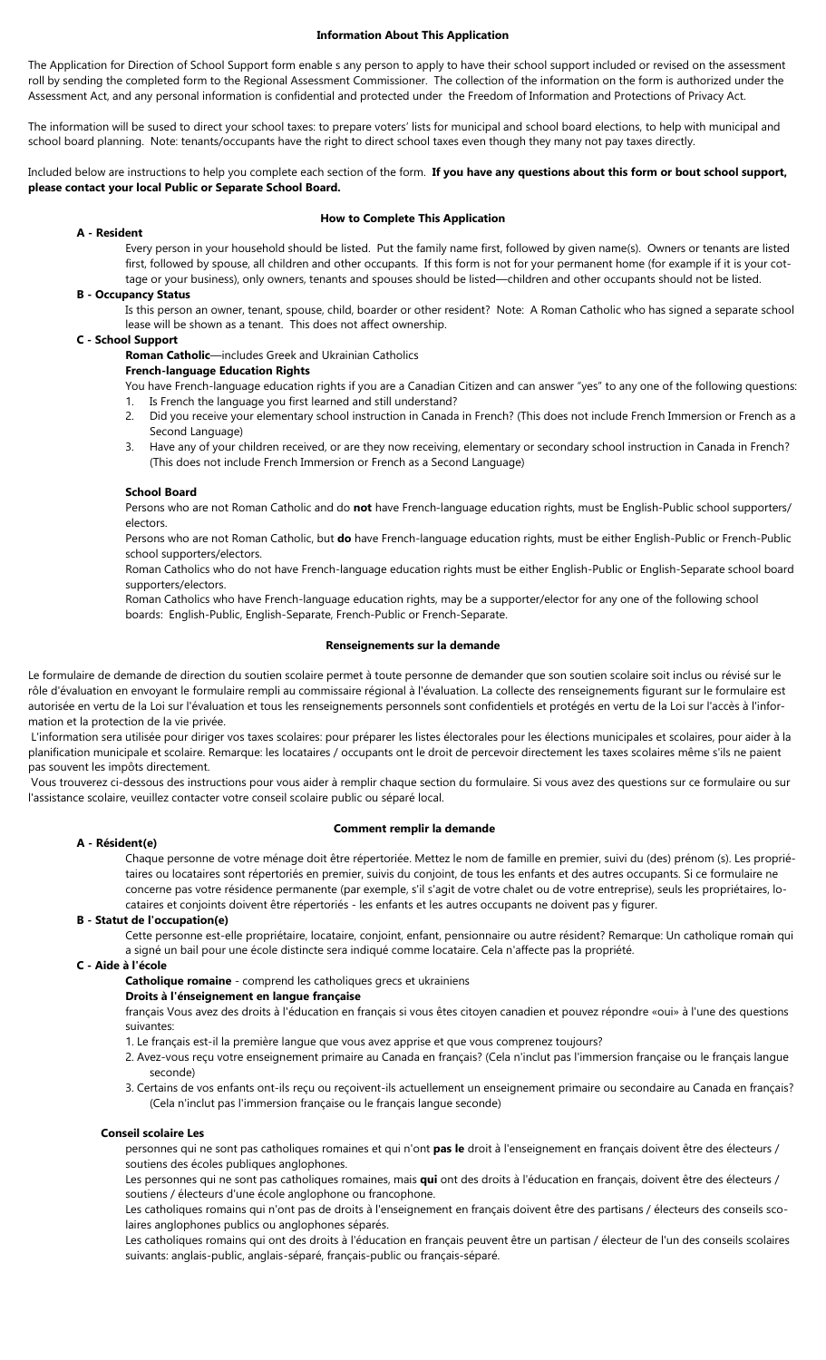## Information About This Application

The Application for Direction of School Support form enable s any person to apply to have their school support included or revised on the assessment roll by sending the completed form to the Regional Assessment Commissioner. The collection of the information on the form is authorized under the Assessment Act, and any personal information is confidential and protected under the Freedom of Information and Protections of Privacy Act.

The information will be sused to direct your school taxes: to prepare voters' lists for municipal and school board elections, to help with municipal and school board planning. Note: tenants/occupants have the right to direct school taxes even though they many not pay taxes directly.

Included below are instructions to help you complete each section of the form. **If you have any questions about this form or bout school support, please contact your local Public or Separate School Board.**

## How to Complete This Application

### A - Resident

Every person in your household should be listed. Put the family name first, followed by given name(s). Owners or tenants are listed first, followed by spouse, all children and other occupants. If this form is not for your permanent home (for example if it is your cottage or your business), only owners, tenants and spouses should be listed—children and other occupants should not be listed.

### B - Occupancy Status

Is this person an owner, tenant, spouse, child, boarder or other resident? Note: A Roman Catholic who has signed a separate school lease will be shown as a tenant. This does not affect ownership.

### C - School Support

**Roman Catholic**—includes Greek and Ukrainian Catholics

**French-language Education Rights**

You have French-language education rights if you are a Canadian Citizen and can answer "yes" to any one of the following questions:

1. Is French the language you first learned and still understand?
2. Did you receive your elementary school instruction in Canada in French? (This does not include French Immersion or French as a Second Language)
3. Have any of your children received, or are they now receiving, elementary or secondary school instruction in Canada in French? (This does not include French Immersion or French as a Second Language)

**School Board**

Persons who are not Roman Catholic and do **not** have French-language education rights, must be English-Public school supporters/ electors.

Persons who are not Roman Catholic, but **do** have French-language education rights, must be either English-Public or French-Public school supporters/electors.

Roman Catholics who do not have French-language education rights must be either English-Public or English-Separate school board supporters/electors.

Roman Catholics who have French-language education rights, may be a supporter/elector for any one of the following school boards: English-Public, English-Separate, French-Public or French-Separate.

## Renseignements sur la demande

Le formulaire de demande de direction du soutien scolaire permet à toute personne de demander que son soutien scolaire soit inclus ou révisé sur le rôle d'évaluation en envoyant le formulaire rempli au commissaire régional à l'évaluation. La collecte des renseignements figurant sur le formulaire est autorisée en vertu de la Loi sur l'évaluation et tous les renseignements personnels sont confidentiels et protégés en vertu de la Loi sur l'accès à l'information et la protection de la vie privée.

L'information sera utilisée pour diriger vos taxes scolaires: pour préparer les listes électorales pour les élections municipales et scolaires, pour aider à la planification municipale et scolaire. Remarque: les locataires / occupants ont le droit de percevoir directement les taxes scolaires même s'ils ne paient pas souvent les impôts directement.

Vous trouverez ci-dessous des instructions pour vous aider à remplir chaque section du formulaire. Si vous avez des questions sur ce formulaire ou sur l'assistance scolaire, veuillez contacter votre conseil scolaire public ou séparé local.

## Comment remplir la demande

### A - Résident(e)

Chaque personne de votre ménage doit être répertoriée. Mettez le nom de famille en premier, suivi du (des) prénom (s). Les propriétaires ou locataires sont répertoriés en premier, suivis du conjoint, de tous les enfants et des autres occupants. Si ce formulaire ne concerne pas votre résidence permanente (par exemple, s'il s'agit de votre chalet ou de votre entreprise), seuls les propriétaires, locataires et conjoints doivent être répertoriés - les enfants et les autres occupants ne doivent pas y figurer.

### B - Statut de l'occupation(e)

Cette personne est-elle propriétaire, locataire, conjoint, enfant, pensionnaire ou autre résident? Remarque: Un catholique romain qui a signé un bail pour une école distincte sera indiqué comme locataire. Cela n'affecte pas la propriété.

### C - Aide à l'école

**Catholique romaine** - comprend les catholiques grecs et ukrainiens

**Droits à l'enseignement en langue française**

français Vous avez des droits à l'éducation en français si vous êtes citoyen canadien et pouvez répondre «oui» à l'une des questions suivantes:

1. Le français est-il la première langue que vous avez apprise et que vous comprenez toujours?
2. Avez-vous reçu votre enseignement primaire au Canada en français? (Cela n'inclut pas l'immersion française ou le français langue seconde)
3. Certains de vos enfants ont-ils reçu ou reçoivent-ils actuellement un enseignement primaire ou secondaire au Canada en français? (Cela n'inclut pas l'immersion française ou le français langue seconde)

**Conseil scolaire Les**

personnes qui ne sont pas catholiques romaines et qui n'ont **pas le** droit à l'enseignement en français doivent être des électeurs / soutiens des écoles publiques anglophones.

Les personnes qui ne sont pas catholiques romaines, mais **qui** ont des droits à l'éducation en français, doivent être des électeurs / soutiens / électeurs d'une école anglophone ou francophone.

Les catholiques romains qui n'ont pas de droits à l'enseignement en français doivent être des partisans / électeurs des conseils scolaires anglophones publics ou anglophones séparés.

Les catholiques romains qui ont des droits à l'éducation en français peuvent être un partisan / électeur de l'un des conseils scolaires suivants: anglais-public, anglais-séparé, français-public ou français-séparé.